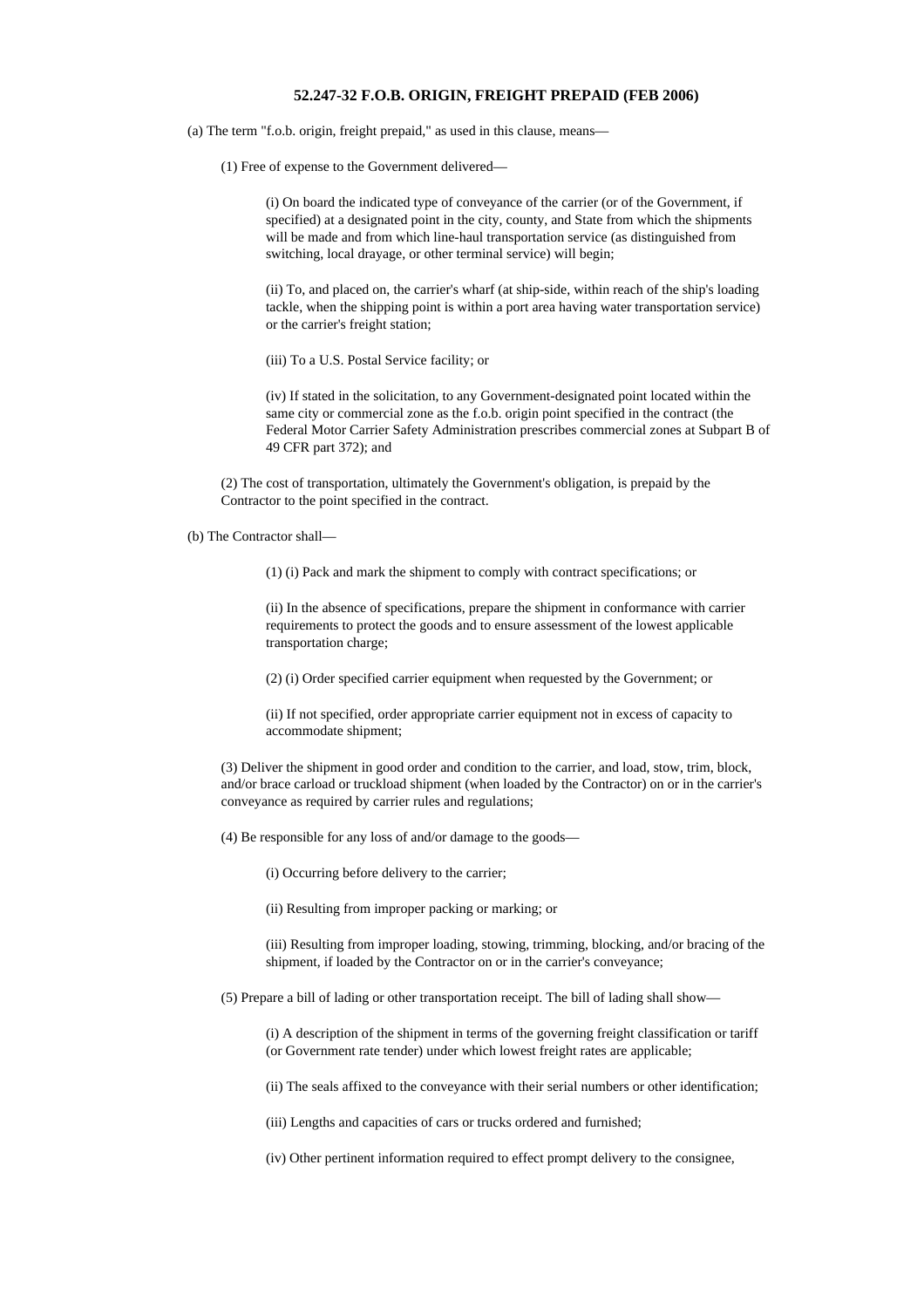### 52.247-32 F.O.B. ORIGIN, FREIGHT PREPAID (FEB 2006)

(a) The term "f.o.b. origin, freight prepaid," as used in this clause, means—

(1) Free of expense to the Government delivered—

(i) On board the indicated type of conveyance of the carrier (or of the Government, if specified) at a designated point in the city, county, and State from which the shipments will be made and from which line-haul transportation service (as distinguished from switching, local drayage, or other terminal service) will begin;

(ii) To, and placed on, the carrier's wharf (at ship-side, within reach of the ship's loading tackle, when the shipping point is within a port area having water transportation service) or the carrier's freight station;

(iii) To a U.S. Postal Service facility; or

(iv) If stated in the solicitation, to any Government-designated point located within the same city or commercial zone as the f.o.b. origin point specified in the contract (the Federal Motor Carrier Safety Administration prescribes commercial zones at Subpart B of 49 CFR part 372); and

(2) The cost of transportation, ultimately the Government's obligation, is prepaid by the Contractor to the point specified in the contract.

(b) The Contractor shall—

(1) (i) Pack and mark the shipment to comply with contract specifications; or

(ii) In the absence of specifications, prepare the shipment in conformance with carrier requirements to protect the goods and to ensure assessment of the lowest applicable transportation charge;

(2) (i) Order specified carrier equipment when requested by the Government; or

(ii) If not specified, order appropriate carrier equipment not in excess of capacity to accommodate shipment;

(3) Deliver the shipment in good order and condition to the carrier, and load, stow, trim, block, and/or brace carload or truckload shipment (when loaded by the Contractor) on or in the carrier's conveyance as required by carrier rules and regulations;

(4) Be responsible for any loss of and/or damage to the goods—

(i) Occurring before delivery to the carrier;

(ii) Resulting from improper packing or marking; or

(iii) Resulting from improper loading, stowing, trimming, blocking, and/or bracing of the shipment, if loaded by the Contractor on or in the carrier's conveyance;

(5) Prepare a bill of lading or other transportation receipt. The bill of lading shall show—

(i) A description of the shipment in terms of the governing freight classification or tariff (or Government rate tender) under which lowest freight rates are applicable;

(ii) The seals affixed to the conveyance with their serial numbers or other identification;

(iii) Lengths and capacities of cars or trucks ordered and furnished;

(iv) Other pertinent information required to effect prompt delivery to the consignee,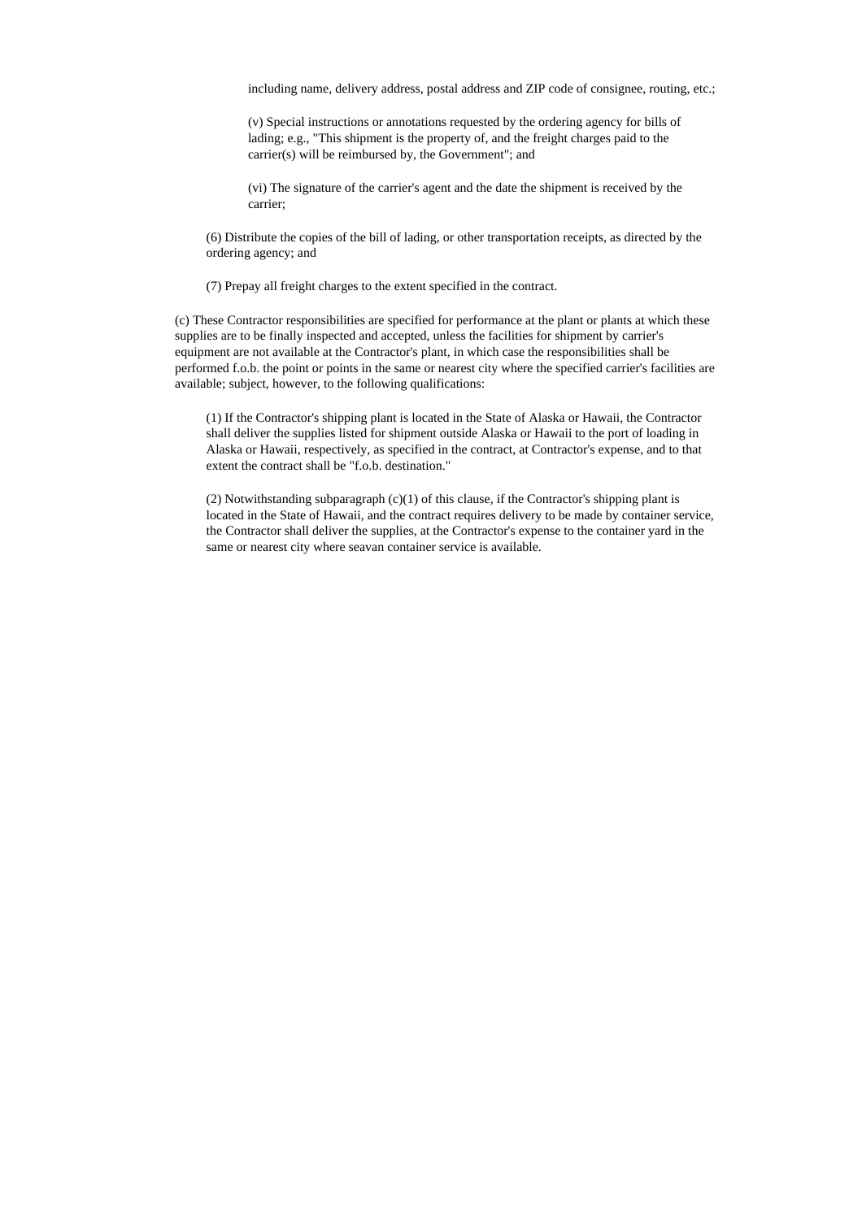including name, delivery address, postal address and ZIP code of consignee, routing, etc.;

(v) Special instructions or annotations requested by the ordering agency for bills of lading; e.g., "This shipment is the property of, and the freight charges paid to the carrier(s) will be reimbursed by, the Government"; and

(vi) The signature of the carrier's agent and the date the shipment is received by the carrier;

(6) Distribute the copies of the bill of lading, or other transportation receipts, as directed by the ordering agency; and

(7) Prepay all freight charges to the extent specified in the contract.

(c) These Contractor responsibilities are specified for performance at the plant or plants at which these supplies are to be finally inspected and accepted, unless the facilities for shipment by carrier's equipment are not available at the Contractor's plant, in which case the responsibilities shall be performed f.o.b. the point or points in the same or nearest city where the specified carrier's facilities are available; subject, however, to the following qualifications:

(1) If the Contractor's shipping plant is located in the State of Alaska or Hawaii, the Contractor shall deliver the supplies listed for shipment outside Alaska or Hawaii to the port of loading in Alaska or Hawaii, respectively, as specified in the contract, at Contractor's expense, and to that extent the contract shall be "f.o.b. destination."

(2) Notwithstanding subparagraph (c)(1) of this clause, if the Contractor's shipping plant is located in the State of Hawaii, and the contract requires delivery to be made by container service, the Contractor shall deliver the supplies, at the Contractor's expense to the container yard in the same or nearest city where seavan container service is available.